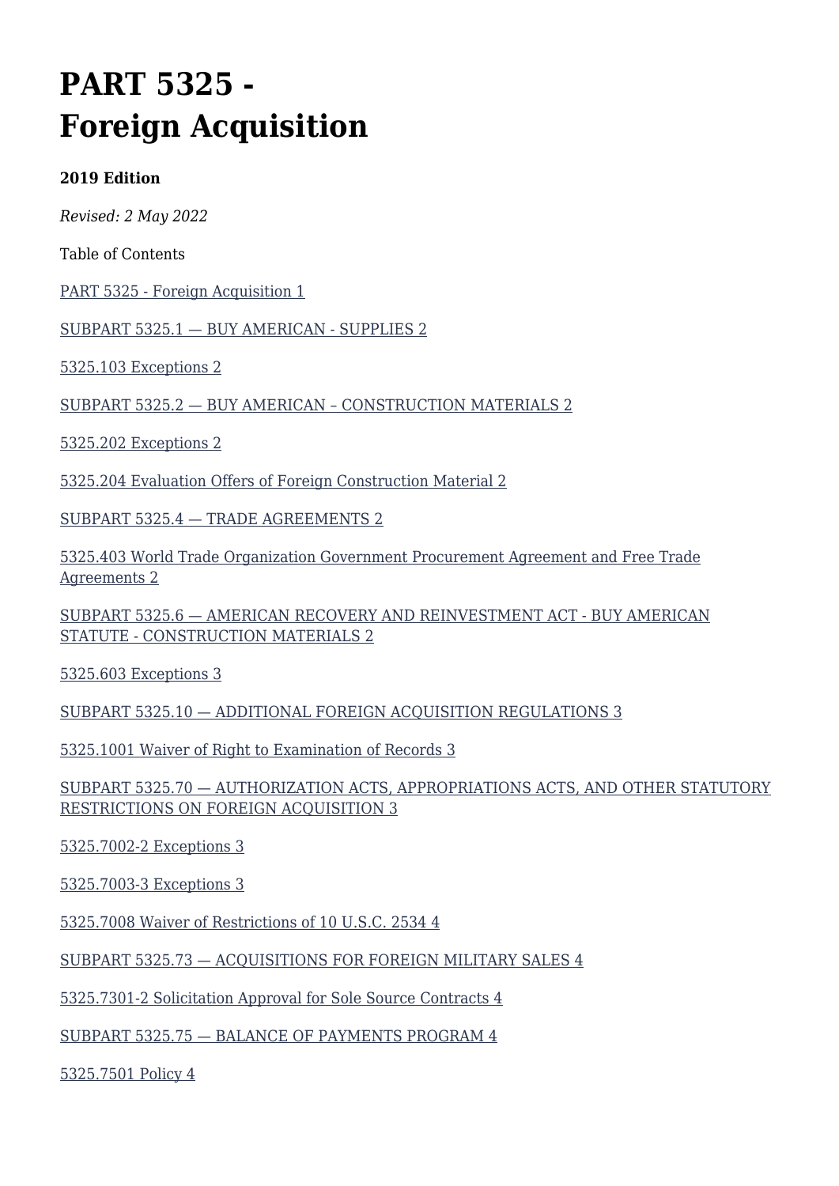# PART 5325 - Foreign Acquisition

**2019 Edition**

*Revised: 2 May 2022*

Table of Contents

PART 5325 - Foreign Acquisition 1

SUBPART 5325.1 — BUY AMERICAN - SUPPLIES 2

5325.103 Exceptions 2

SUBPART 5325.2 — BUY AMERICAN – CONSTRUCTION MATERIALS 2

5325.202 Exceptions 2

5325.204 Evaluation Offers of Foreign Construction Material 2

SUBPART 5325.4 — TRADE AGREEMENTS 2

5325.403 World Trade Organization Government Procurement Agreement and Free Trade Agreements 2

SUBPART 5325.6 — AMERICAN RECOVERY AND REINVESTMENT ACT - BUY AMERICAN STATUTE - CONSTRUCTION MATERIALS 2

5325.603 Exceptions 3

SUBPART 5325.10 — ADDITIONAL FOREIGN ACQUISITION REGULATIONS 3

5325.1001 Waiver of Right to Examination of Records 3

SUBPART 5325.70 — AUTHORIZATION ACTS, APPROPRIATIONS ACTS, AND OTHER STATUTORY RESTRICTIONS ON FOREIGN ACQUISITION 3

5325.7002-2 Exceptions 3

5325.7003-3 Exceptions 3

5325.7008 Waiver of Restrictions of 10 U.S.C. 2534 4

SUBPART 5325.73 — ACQUISITIONS FOR FOREIGN MILITARY SALES 4

5325.7301-2 Solicitation Approval for Sole Source Contracts 4

SUBPART 5325.75 — BALANCE OF PAYMENTS PROGRAM 4

5325.7501 Policy 4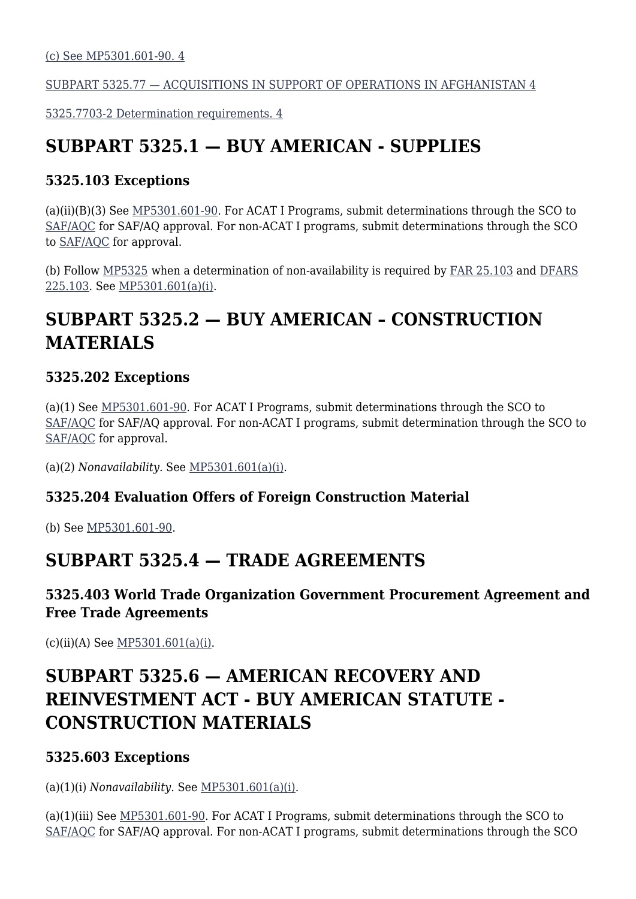[(c) See MP5301.601-90. 4](#)

[SUBPART 5325.77 — ACQUISITIONS IN SUPPORT OF OPERATIONS IN AFGHANISTAN 4](#)

[5325.7703-2 Determination requirements. 4](#)

# SUBPART 5325.1 — BUY AMERICAN - SUPPLIES

### 5325.103 Exceptions

(a)(ii)(B)(3) See MP5301.601-90. For ACAT I Programs, submit determinations through the SCO to SAF/AQC for SAF/AQ approval. For non-ACAT I programs, submit determinations through the SCO to SAF/AQC for approval.

(b) Follow MP5325 when a determination of non-availability is required by FAR 25.103 and DFARS 225.103. See MP5301.601(a)(i).

# SUBPART 5325.2 — BUY AMERICAN – CONSTRUCTION MATERIALS

### 5325.202 Exceptions

(a)(1) See MP5301.601-90. For ACAT I Programs, submit determinations through the SCO to SAF/AQC for SAF/AQ approval. For non-ACAT I programs, submit determination through the SCO to SAF/AQC for approval.

(a)(2) *Nonavailability.* See MP5301.601(a)(i).

### 5325.204 Evaluation Offers of Foreign Construction Material

(b) See MP5301.601-90.

# SUBPART 5325.4 — TRADE AGREEMENTS

### 5325.403 World Trade Organization Government Procurement Agreement and Free Trade Agreements

(c)(ii)(A) See MP5301.601(a)(i).

# SUBPART 5325.6 — AMERICAN RECOVERY AND REINVESTMENT ACT - BUY AMERICAN STATUTE - CONSTRUCTION MATERIALS

### 5325.603 Exceptions

(a)(1)(i) *Nonavailability*. See MP5301.601(a)(i).

(a)(1)(iii) See MP5301.601-90. For ACAT I Programs, submit determinations through the SCO to SAF/AQC for SAF/AQ approval. For non-ACAT I programs, submit determinations through the SCO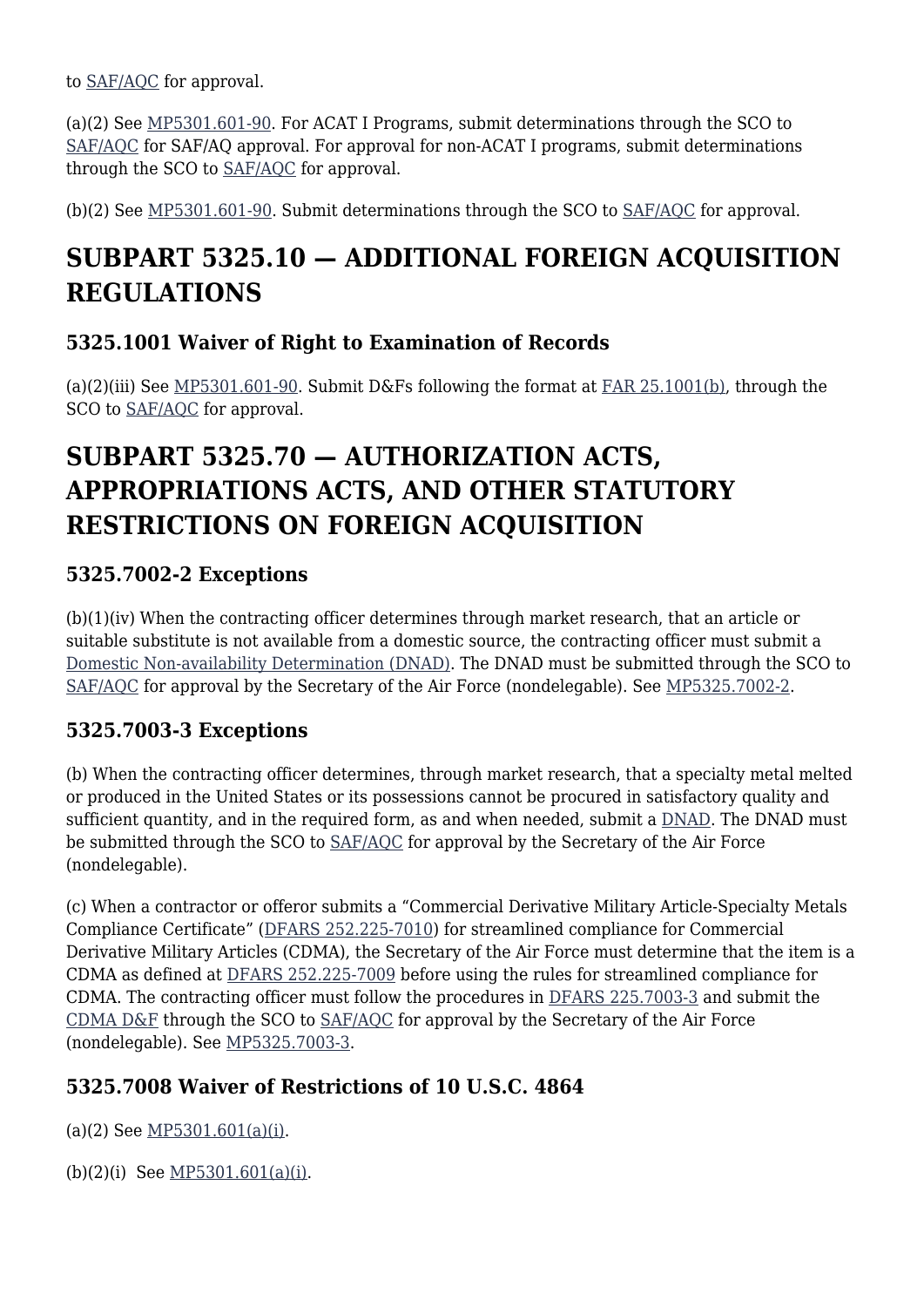to SAF/AQC for approval.

(a)(2) See MP5301.601-90. For ACAT I Programs, submit determinations through the SCO to SAF/AQC for SAF/AQ approval. For approval for non-ACAT I programs, submit determinations through the SCO to SAF/AQC for approval.

(b)(2) See MP5301.601-90. Submit determinations through the SCO to SAF/AQC for approval.

# SUBPART 5325.10 — ADDITIONAL FOREIGN ACQUISITION REGULATIONS

### 5325.1001 Waiver of Right to Examination of Records

(a)(2)(iii) See MP5301.601-90. Submit D&Fs following the format at FAR 25.1001(b), through the SCO to SAF/AQC for approval.

# SUBPART 5325.70 — AUTHORIZATION ACTS, APPROPRIATIONS ACTS, AND OTHER STATUTORY RESTRICTIONS ON FOREIGN ACQUISITION

### 5325.7002-2 Exceptions

(b)(1)(iv) When the contracting officer determines through market research, that an article or suitable substitute is not available from a domestic source, the contracting officer must submit a Domestic Non-availability Determination (DNAD). The DNAD must be submitted through the SCO to SAF/AQC for approval by the Secretary of the Air Force (nondelegable). See MP5325.7002-2.

### 5325.7003-3 Exceptions

(b) When the contracting officer determines, through market research, that a specialty metal melted or produced in the United States or its possessions cannot be procured in satisfactory quality and sufficient quantity, and in the required form, as and when needed, submit a DNAD. The DNAD must be submitted through the SCO to SAF/AQC for approval by the Secretary of the Air Force (nondelegable).

(c) When a contractor or offeror submits a "Commercial Derivative Military Article-Specialty Metals Compliance Certificate" (DFARS 252.225-7010) for streamlined compliance for Commercial Derivative Military Articles (CDMA), the Secretary of the Air Force must determine that the item is a CDMA as defined at DFARS 252.225-7009 before using the rules for streamlined compliance for CDMA. The contracting officer must follow the procedures in DFARS 225.7003-3 and submit the CDMA D&F through the SCO to SAF/AQC for approval by the Secretary of the Air Force (nondelegable). See MP5325.7003-3.

### 5325.7008 Waiver of Restrictions of 10 U.S.C. 4864

(a)(2) See MP5301.601(a)(i).

(b)(2)(i) See MP5301.601(a)(i).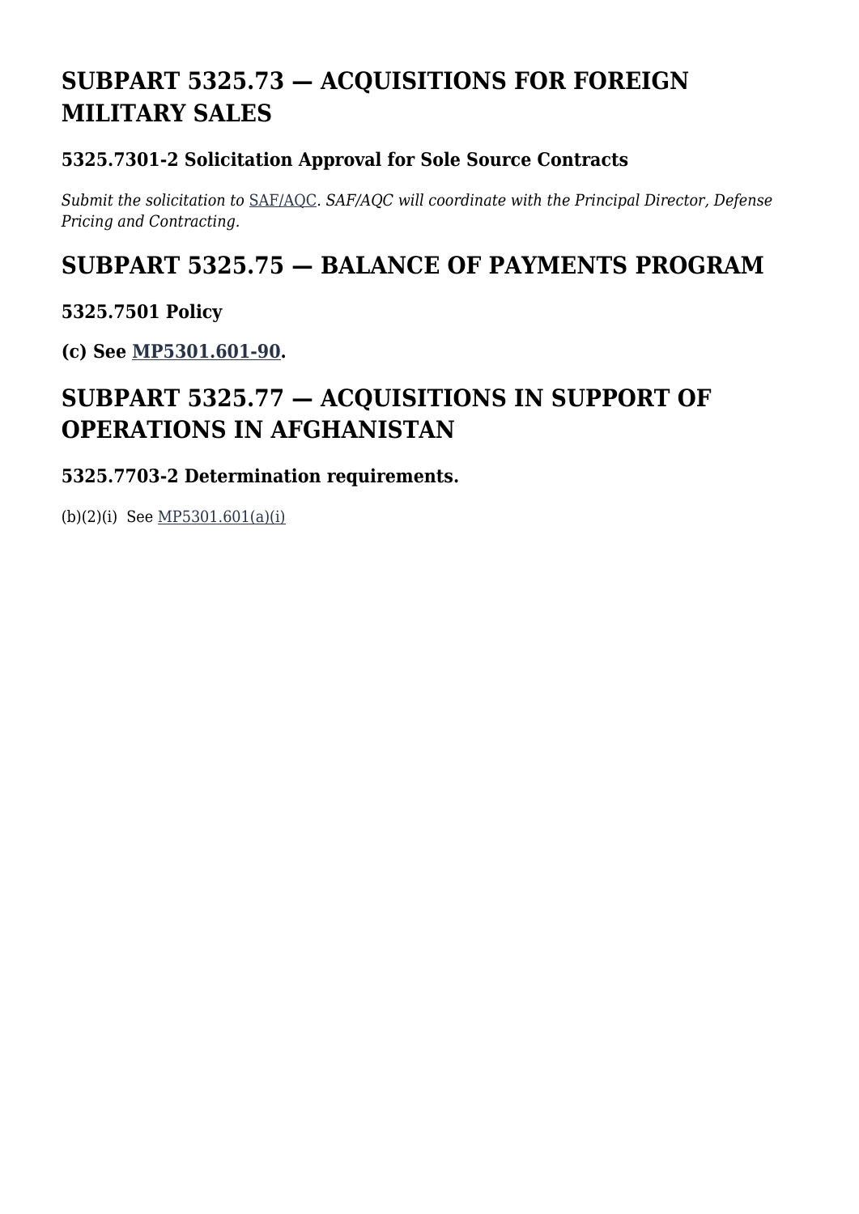# SUBPART 5325.73 — ACQUISITIONS FOR FOREIGN MILITARY SALES

### 5325.7301-2 Solicitation Approval for Sole Source Contracts

*Submit the solicitation to* SAF/AQC*. SAF/AQC will coordinate with the Principal Director, Defense Pricing and Contracting.*

# SUBPART 5325.75 — BALANCE OF PAYMENTS PROGRAM

### 5325.7501 Policy

**(c) See MP5301.601-90.**

# SUBPART 5325.77 — ACQUISITIONS IN SUPPORT OF OPERATIONS IN AFGHANISTAN

### 5325.7703-2 Determination requirements.

(b)(2)(i) See MP5301.601(a)(i)